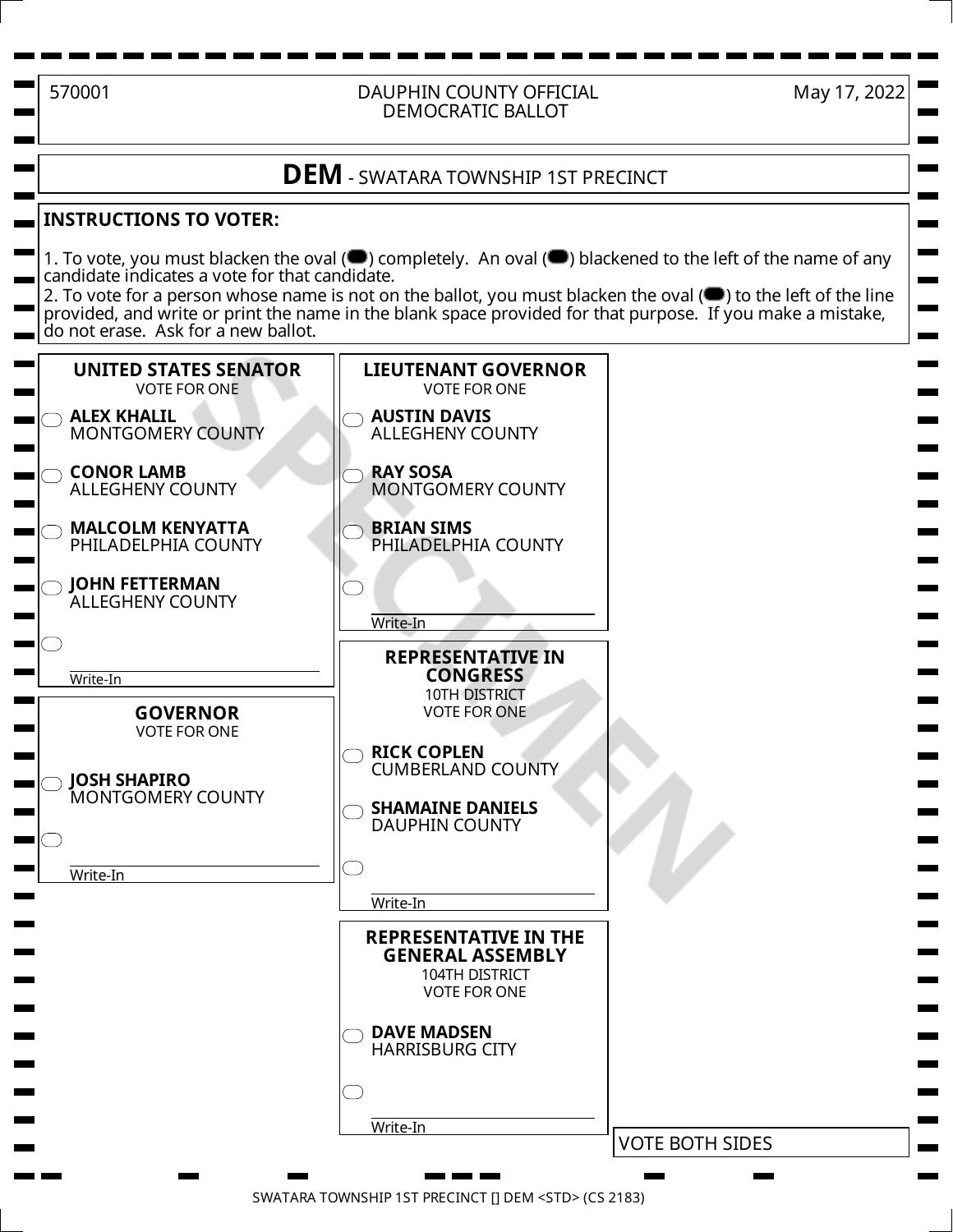570001

DAUPHIN COUNTY OFFICIAL
DEMOCRATIC BALLOT

May 17, 2022

# DEM - SWATARA TOWNSHIP 1ST PRECINCT

**INSTRUCTIONS TO VOTER:**

1. To vote, you must blacken the oval (⬬) completely. An oval (⬬) blackened to the left of the name of any candidate indicates a vote for that candidate.
2. To vote for a person whose name is not on the ballot, you must blacken the oval (⬬) to the left of the line provided, and write or print the name in the blank space provided for that purpose. If you make a mistake, do not erase. Ask for a new ballot.

## UNITED STATES SENATOR
VOTE FOR ONE

- ⬭ **ALEX KHALIL** MONTGOMERY COUNTY
- ⬭ **CONOR LAMB** ALLEGHENY COUNTY
- ⬭ **MALCOLM KENYATTA** PHILADELPHIA COUNTY
- ⬭ **JOHN FETTERMAN** ALLEGHENY COUNTY
- ⬭ ______ Write-In

## GOVERNOR
VOTE FOR ONE

- ⬭ **JOSH SHAPIRO** MONTGOMERY COUNTY
- ⬭ ______ Write-In

## LIEUTENANT GOVERNOR
VOTE FOR ONE

- ⬭ **AUSTIN DAVIS** ALLEGHENY COUNTY
- ⬭ **RAY SOSA** MONTGOMERY COUNTY
- ⬭ **BRIAN SIMS** PHILADELPHIA COUNTY
- ⬭ ______ Write-In

## REPRESENTATIVE IN CONGRESS
10TH DISTRICT
VOTE FOR ONE

- ⬭ **RICK COPLEN** CUMBERLAND COUNTY
- ⬭ **SHAMAINE DANIELS** DAUPHIN COUNTY
- ⬭ ______ Write-In

## REPRESENTATIVE IN THE GENERAL ASSEMBLY
104TH DISTRICT
VOTE FOR ONE

- ⬭ **DAVE MADSEN** HARRISBURG CITY
- ⬭ ______ Write-In

VOTE BOTH SIDES

SWATARA TOWNSHIP 1ST PRECINCT [] DEM <STD> (CS 2183)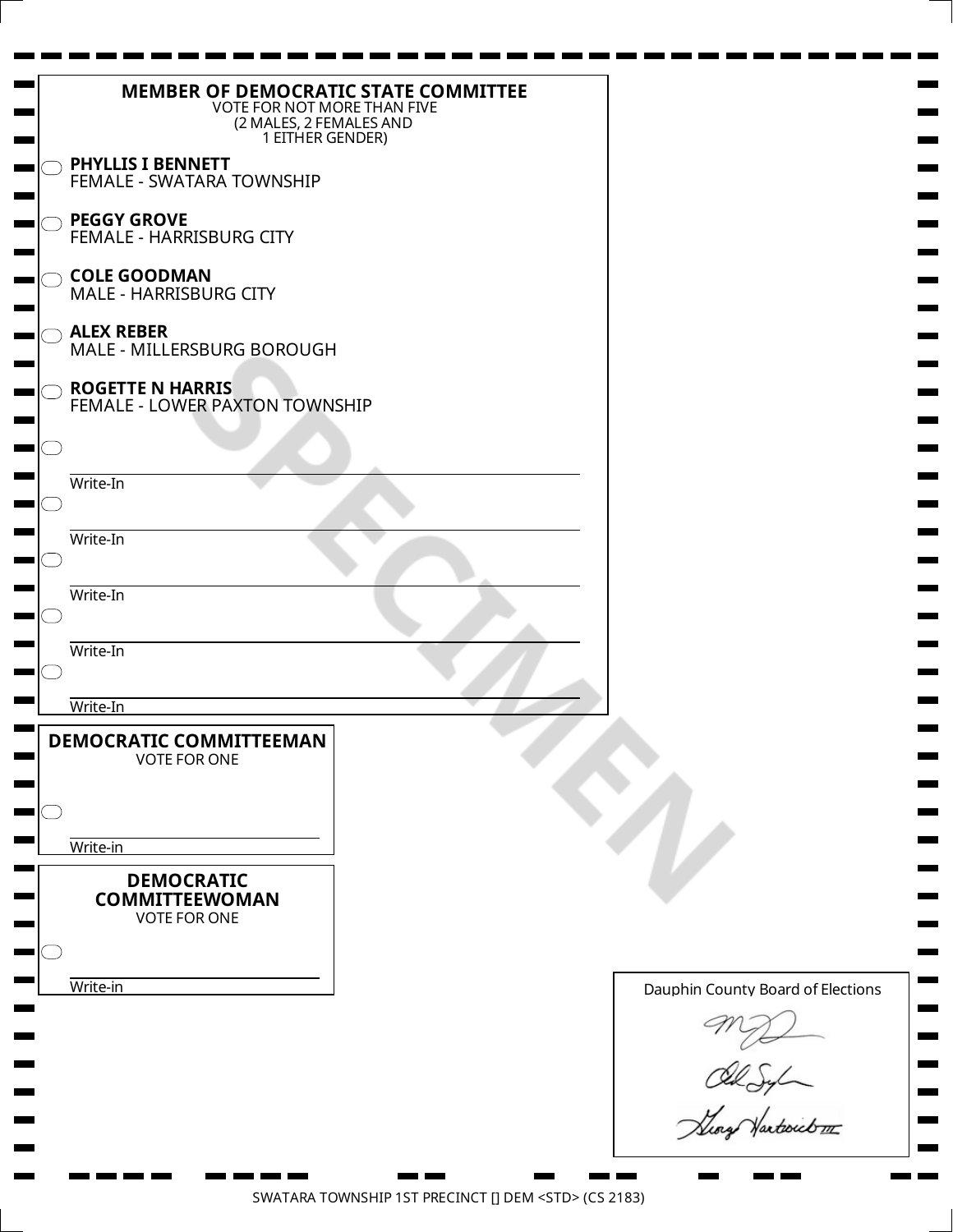## MEMBER OF DEMOCRATIC STATE COMMITTEE

VOTE FOR NOT MORE THAN FIVE
(2 MALES, 2 FEMALES AND
1 EITHER GENDER)

- **PHYLLIS I BENNETT**
  FEMALE - SWATARA TOWNSHIP
- **PEGGY GROVE**
  FEMALE - HARRISBURG CITY
- **COLE GOODMAN**
  MALE - HARRISBURG CITY
- **ALEX REBER**
  MALE - MILLERSBURG BOROUGH
- **ROGETTE N HARRIS**
  FEMALE - LOWER PAXTON TOWNSHIP
- Write-In
- Write-In
- Write-In
- Write-In
- Write-In

## DEMOCRATIC COMMITTEEMAN

VOTE FOR ONE

- Write-in

## DEMOCRATIC COMMITTEEWOMAN

VOTE FOR ONE

- Write-in

SPECIMEN

Dauphin County Board of Elections

SWATARA TOWNSHIP 1ST PRECINCT [] DEM <STD> (CS 2183)